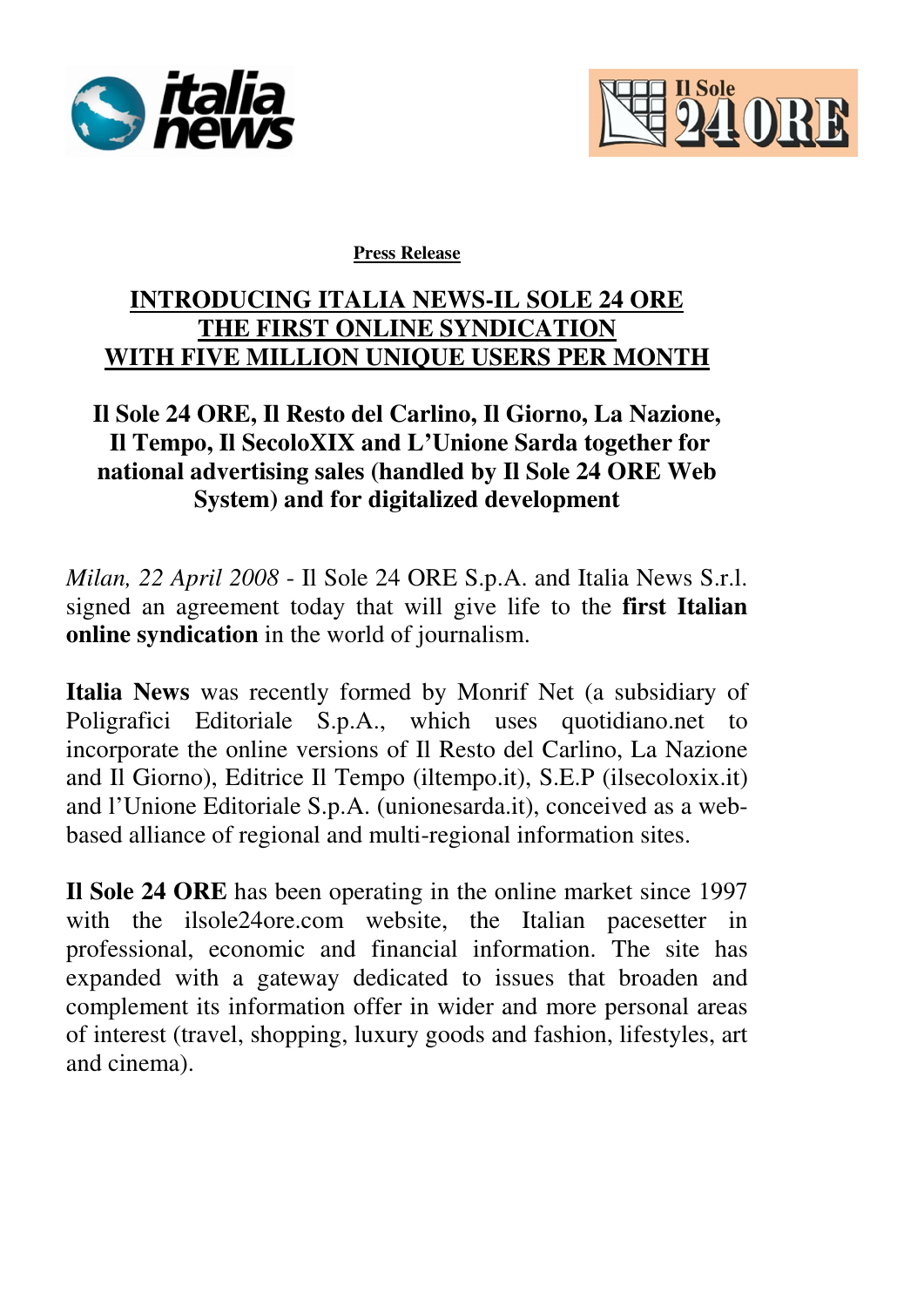**Press Release**

# INTRODUCING ITALIA NEWS-IL SOLE 24 ORE THE FIRST ONLINE SYNDICATION WITH FIVE MILLION UNIQUE USERS PER MONTH

## Il Sole 24 ORE, Il Resto del Carlino, Il Giorno, La Nazione, Il Tempo, Il SecoloXIX and L'Unione Sarda together for national advertising sales (handled by Il Sole 24 ORE Web System) and for digitalized development

*Milan, 22 April 2008* - Il Sole 24 ORE S.p.A. and Italia News S.r.l. signed an agreement today that will give life to the **first Italian online syndication** in the world of journalism.

**Italia News** was recently formed by Monrif Net (a subsidiary of Poligrafici Editoriale S.p.A., which uses quotidiano.net to incorporate the online versions of Il Resto del Carlino, La Nazione and Il Giorno), Editrice Il Tempo (iltempo.it), S.E.P (ilsecoloxix.it) and l'Unione Editoriale S.p.A. (unionesarda.it), conceived as a web-based alliance of regional and multi-regional information sites.

**Il Sole 24 ORE** has been operating in the online market since 1997 with the ilsole24ore.com website, the Italian pacesetter in professional, economic and financial information. The site has expanded with a gateway dedicated to issues that broaden and complement its information offer in wider and more personal areas of interest (travel, shopping, luxury goods and fashion, lifestyles, art and cinema).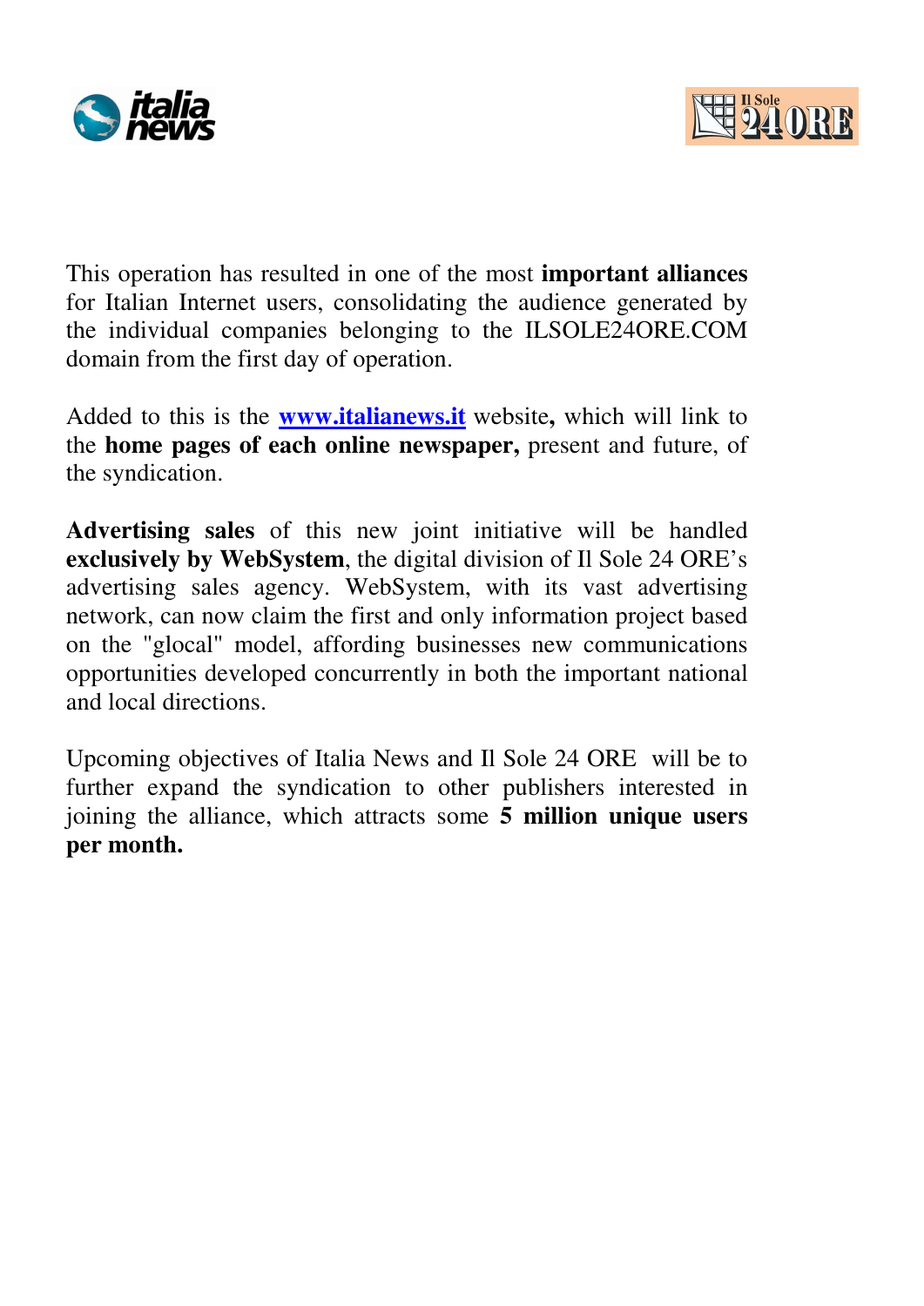This operation has resulted in one of the most **important alliances** for Italian Internet users, consolidating the audience generated by the individual companies belonging to the ILSOLE24ORE.COM domain from the first day of operation.

Added to this is the **www.italianews.it** website**,** which will link to the **home pages of each online newspaper,** present and future, of the syndication.

**Advertising sales** of this new joint initiative will be handled **exclusively by WebSystem**, the digital division of Il Sole 24 ORE's advertising sales agency. WebSystem, with its vast advertising network, can now claim the first and only information project based on the "glocal" model, affording businesses new communications opportunities developed concurrently in both the important national and local directions.

Upcoming objectives of Italia News and Il Sole 24 ORE will be to further expand the syndication to other publishers interested in joining the alliance, which attracts some **5 million unique users per month.**